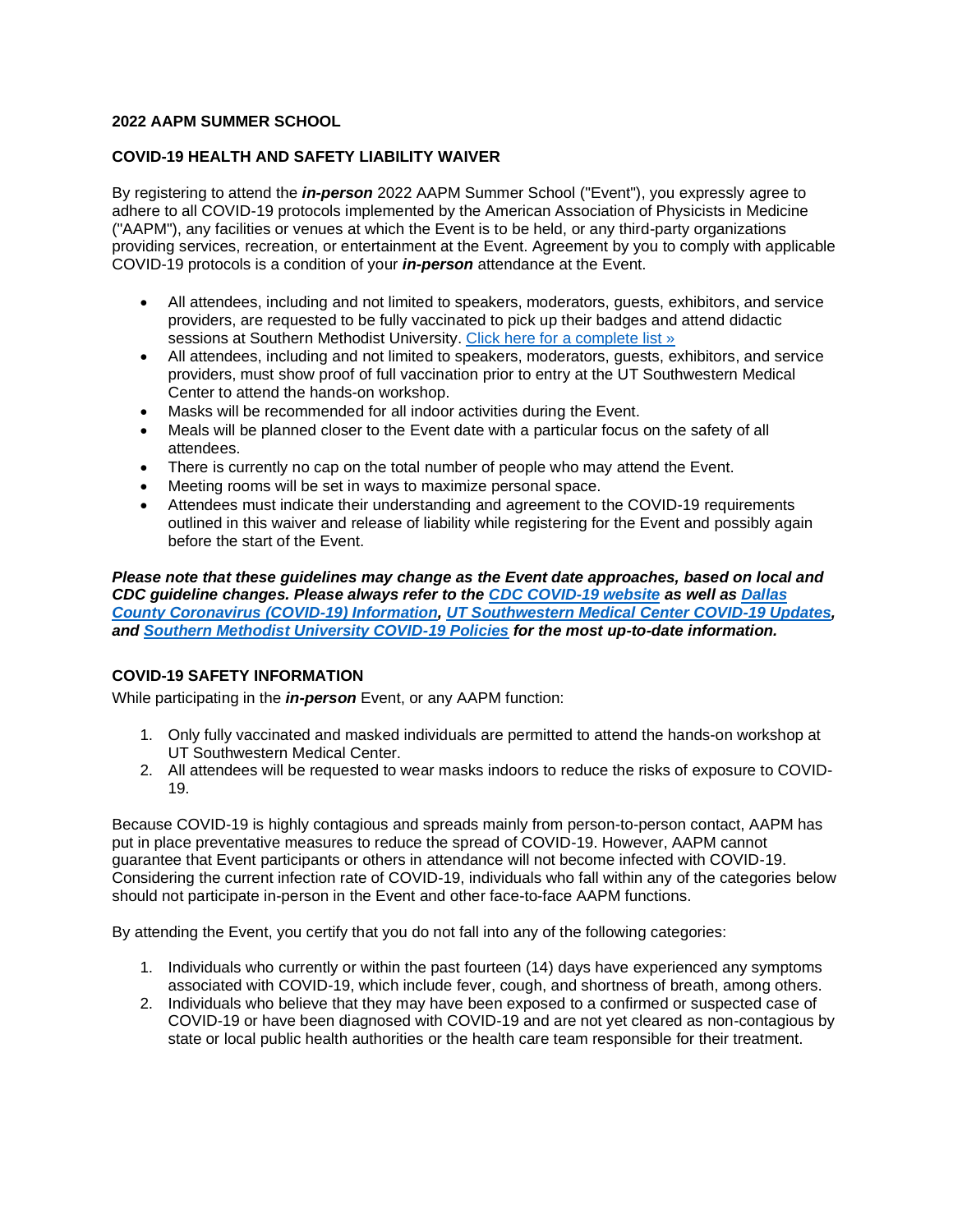**2022 AAPM SUMMER SCHOOL**

**COVID-19 HEALTH AND SAFETY LIABILITY WAIVER**

By registering to attend the ***in-person*** 2022 AAPM Summer School ("Event"), you expressly agree to adhere to all COVID-19 protocols implemented by the American Association of Physicists in Medicine ("AAPM"), any facilities or venues at which the Event is to be held, or any third-party organizations providing services, recreation, or entertainment at the Event. Agreement by you to comply with applicable COVID-19 protocols is a condition of your ***in-person*** attendance at the Event.

- All attendees, including and not limited to speakers, moderators, guests, exhibitors, and service providers, are requested to be fully vaccinated to pick up their badges and attend didactic sessions at Southern Methodist University. Click here for a complete list »
- All attendees, including and not limited to speakers, moderators, guests, exhibitors, and service providers, must show proof of full vaccination prior to entry at the UT Southwestern Medical Center to attend the hands-on workshop.
- Masks will be recommended for all indoor activities during the Event.
- Meals will be planned closer to the Event date with a particular focus on the safety of all attendees.
- There is currently no cap on the total number of people who may attend the Event.
- Meeting rooms will be set in ways to maximize personal space.
- Attendees must indicate their understanding and agreement to the COVID-19 requirements outlined in this waiver and release of liability while registering for the Event and possibly again before the start of the Event.

***Please note that these guidelines may change as the Event date approaches, based on local and CDC guideline changes. Please always refer to the CDC COVID-19 website as well as Dallas County Coronavirus (COVID-19) Information, UT Southwestern Medical Center COVID-19 Updates, and Southern Methodist University COVID-19 Policies for the most up-to-date information.***

**COVID-19 SAFETY INFORMATION**

While participating in the ***in-person*** Event, or any AAPM function:

1. Only fully vaccinated and masked individuals are permitted to attend the hands-on workshop at UT Southwestern Medical Center.
2. All attendees will be requested to wear masks indoors to reduce the risks of exposure to COVID-19.

Because COVID-19 is highly contagious and spreads mainly from person-to-person contact, AAPM has put in place preventative measures to reduce the spread of COVID-19. However, AAPM cannot guarantee that Event participants or others in attendance will not become infected with COVID-19. Considering the current infection rate of COVID-19, individuals who fall within any of the categories below should not participate in-person in the Event and other face-to-face AAPM functions.

By attending the Event, you certify that you do not fall into any of the following categories:

1. Individuals who currently or within the past fourteen (14) days have experienced any symptoms associated with COVID-19, which include fever, cough, and shortness of breath, among others.
2. Individuals who believe that they may have been exposed to a confirmed or suspected case of COVID-19 or have been diagnosed with COVID-19 and are not yet cleared as non-contagious by state or local public health authorities or the health care team responsible for their treatment.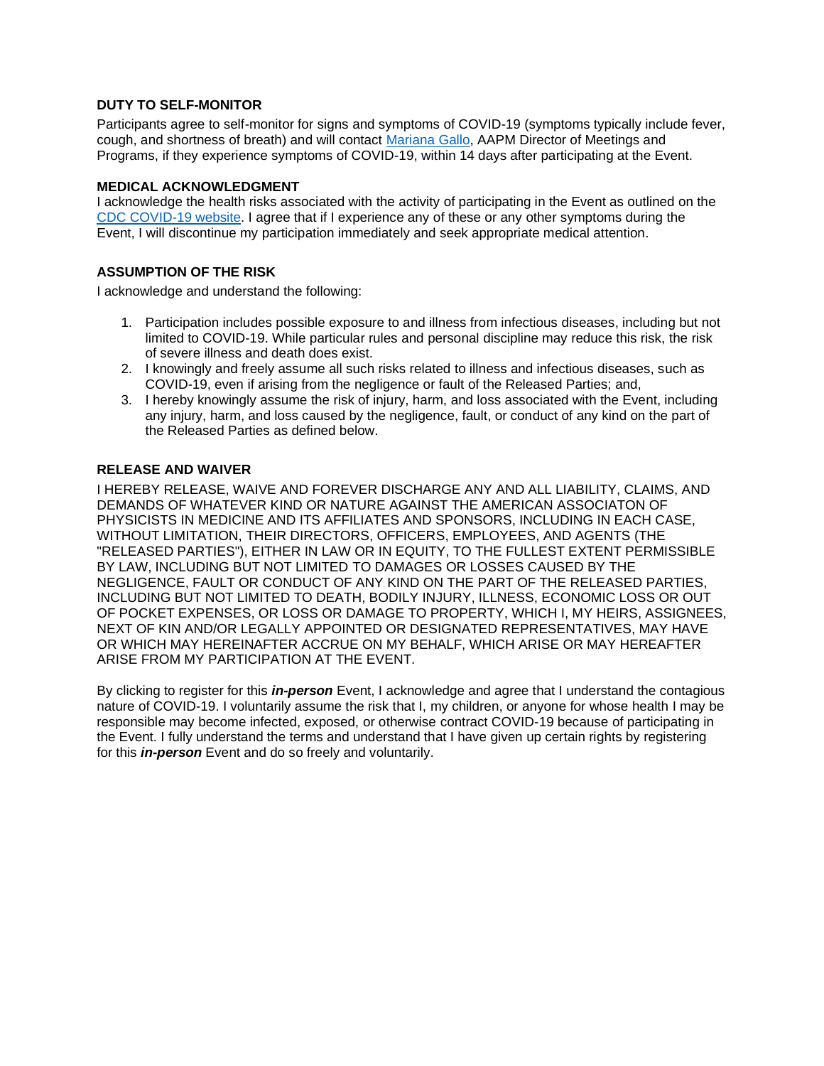**DUTY TO SELF-MONITOR**

Participants agree to self-monitor for signs and symptoms of COVID-19 (symptoms typically include fever, cough, and shortness of breath) and will contact [Mariana Gallo](), AAPM Director of Meetings and Programs, if they experience symptoms of COVID-19, within 14 days after participating at the Event.

**MEDICAL ACKNOWLEDGMENT**

I acknowledge the health risks associated with the activity of participating in the Event as outlined on the [CDC COVID-19 website](). I agree that if I experience any of these or any other symptoms during the Event, I will discontinue my participation immediately and seek appropriate medical attention.

**ASSUMPTION OF THE RISK**

I acknowledge and understand the following:

1. Participation includes possible exposure to and illness from infectious diseases, including but not limited to COVID-19. While particular rules and personal discipline may reduce this risk, the risk of severe illness and death does exist.
2. I knowingly and freely assume all such risks related to illness and infectious diseases, such as COVID-19, even if arising from the negligence or fault of the Released Parties; and,
3. I hereby knowingly assume the risk of injury, harm, and loss associated with the Event, including any injury, harm, and loss caused by the negligence, fault, or conduct of any kind on the part of the Released Parties as defined below.

**RELEASE AND WAIVER**

I HEREBY RELEASE, WAIVE AND FOREVER DISCHARGE ANY AND ALL LIABILITY, CLAIMS, AND DEMANDS OF WHATEVER KIND OR NATURE AGAINST THE AMERICAN ASSOCIATON OF PHYSICISTS IN MEDICINE AND ITS AFFILIATES AND SPONSORS, INCLUDING IN EACH CASE, WITHOUT LIMITATION, THEIR DIRECTORS, OFFICERS, EMPLOYEES, AND AGENTS (THE "RELEASED PARTIES"), EITHER IN LAW OR IN EQUITY, TO THE FULLEST EXTENT PERMISSIBLE BY LAW, INCLUDING BUT NOT LIMITED TO DAMAGES OR LOSSES CAUSED BY THE NEGLIGENCE, FAULT OR CONDUCT OF ANY KIND ON THE PART OF THE RELEASED PARTIES, INCLUDING BUT NOT LIMITED TO DEATH, BODILY INJURY, ILLNESS, ECONOMIC LOSS OR OUT OF POCKET EXPENSES, OR LOSS OR DAMAGE TO PROPERTY, WHICH I, MY HEIRS, ASSIGNEES, NEXT OF KIN AND/OR LEGALLY APPOINTED OR DESIGNATED REPRESENTATIVES, MAY HAVE OR WHICH MAY HEREINAFTER ACCRUE ON MY BEHALF, WHICH ARISE OR MAY HEREAFTER ARISE FROM MY PARTICIPATION AT THE EVENT.

By clicking to register for this ***in-person*** Event, I acknowledge and agree that I understand the contagious nature of COVID-19. I voluntarily assume the risk that I, my children, or anyone for whose health I may be responsible may become infected, exposed, or otherwise contract COVID-19 because of participating in the Event. I fully understand the terms and understand that I have given up certain rights by registering for this ***in-person*** Event and do so freely and voluntarily.